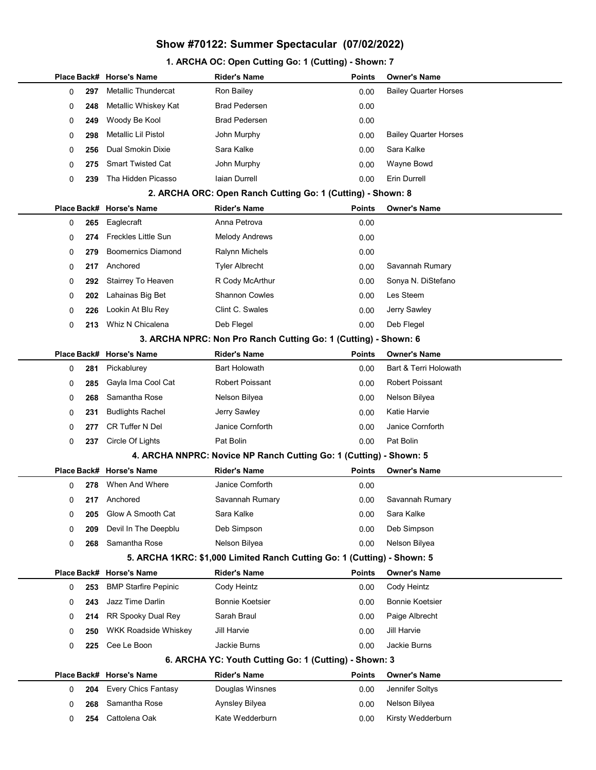# Show #70122: Summer Spectacular (07/02/2022)

## 1. ARCHA OC: Open Cutting Go: 1 (Cutting) - Shown: 7

| Place | Back# | Horse's Name | Rider's Name | Points | Owner's Name |
|---|---|---|---|---|---|
| 0 | 297 | Metallic Thundercat | Ron Bailey | 0.00 | Bailey Quarter Horses |
| 0 | 248 | Metallic Whiskey Kat | Brad Pedersen | 0.00 | |
| 0 | 249 | Woody Be Kool | Brad Pedersen | 0.00 | |
| 0 | 298 | Metallic Lil Pistol | John Murphy | 0.00 | Bailey Quarter Horses |
| 0 | 256 | Dual Smokin Dixie | Sara Kalke | 0.00 | Sara Kalke |
| 0 | 275 | Smart Twisted Cat | John Murphy | 0.00 | Wayne Bowd |
| 0 | 239 | Tha Hidden Picasso | Iaian Durrell | 0.00 | Erin Durrell |

## 2. ARCHA ORC: Open Ranch Cutting Go: 1 (Cutting) - Shown: 8

| Place | Back# | Horse's Name | Rider's Name | Points | Owner's Name |
|---|---|---|---|---|---|
| 0 | 265 | Eaglecraft | Anna Petrova | 0.00 | |
| 0 | 274 | Freckles Little Sun | Melody Andrews | 0.00 | |
| 0 | 279 | Boomernics Diamond | Ralynn Michels | 0.00 | |
| 0 | 217 | Anchored | Tyler Albrecht | 0.00 | Savannah Rumary |
| 0 | 292 | Stairrey To Heaven | R Cody McArthur | 0.00 | Sonya N. DiStefano |
| 0 | 202 | Lahainas Big Bet | Shannon Cowles | 0.00 | Les Steem |
| 0 | 226 | Lookin At Blu Rey | Clint C. Swales | 0.00 | Jerry Sawley |
| 0 | 213 | Whiz N Chicalena | Deb Flegel | 0.00 | Deb Flegel |

## 3. ARCHA NPRC: Non Pro Ranch Cutting Go: 1 (Cutting) - Shown: 6

| Place | Back# | Horse's Name | Rider's Name | Points | Owner's Name |
|---|---|---|---|---|---|
| 0 | 281 | Pickablurey | Bart Holowath | 0.00 | Bart & Terri Holowath |
| 0 | 285 | Gayla Ima Cool Cat | Robert Poissant | 0.00 | Robert Poissant |
| 0 | 268 | Samantha Rose | Nelson Bilyea | 0.00 | Nelson Bilyea |
| 0 | 231 | Budlights Rachel | Jerry Sawley | 0.00 | Katie Harvie |
| 0 | 277 | CR Tuffer N Del | Janice Cornforth | 0.00 | Janice Cornforth |
| 0 | 237 | Circle Of Lights | Pat Bolin | 0.00 | Pat Bolin |

## 4. ARCHA NNPRC: Novice NP Ranch Cutting Go: 1 (Cutting) - Shown: 5

| Place | Back# | Horse's Name | Rider's Name | Points | Owner's Name |
|---|---|---|---|---|---|
| 0 | 278 | When And Where | Janice Cornforth | 0.00 | |
| 0 | 217 | Anchored | Savannah Rumary | 0.00 | Savannah Rumary |
| 0 | 205 | Glow A Smooth Cat | Sara Kalke | 0.00 | Sara Kalke |
| 0 | 209 | Devil In The Deepblu | Deb Simpson | 0.00 | Deb Simpson |
| 0 | 268 | Samantha Rose | Nelson Bilyea | 0.00 | Nelson Bilyea |

## 5. ARCHA 1KRC: $1,000 Limited Ranch Cutting Go: 1 (Cutting) - Shown: 5

| Place | Back# | Horse's Name | Rider's Name | Points | Owner's Name |
|---|---|---|---|---|---|
| 0 | 253 | BMP Starfire Pepinic | Cody Heintz | 0.00 | Cody Heintz |
| 0 | 243 | Jazz Time Darlin | Bonnie Koetsier | 0.00 | Bonnie Koetsier |
| 0 | 214 | RR Spooky Dual Rey | Sarah Braul | 0.00 | Paige Albrecht |
| 0 | 250 | WKK Roadside Whiskey | Jill Harvie | 0.00 | Jill Harvie |
| 0 | 225 | Cee Le Boon | Jackie Burns | 0.00 | Jackie Burns |

## 6. ARCHA YC: Youth Cutting Go: 1 (Cutting) - Shown: 3

| Place | Back# | Horse's Name | Rider's Name | Points | Owner's Name |
|---|---|---|---|---|---|
| 0 | 204 | Every Chics Fantasy | Douglas Winsnes | 0.00 | Jennifer Soltys |
| 0 | 268 | Samantha Rose | Aynsley Bilyea | 0.00 | Nelson Bilyea |
| 0 | 254 | Cattolena Oak | Kate Wedderburn | 0.00 | Kirsty Wedderburn |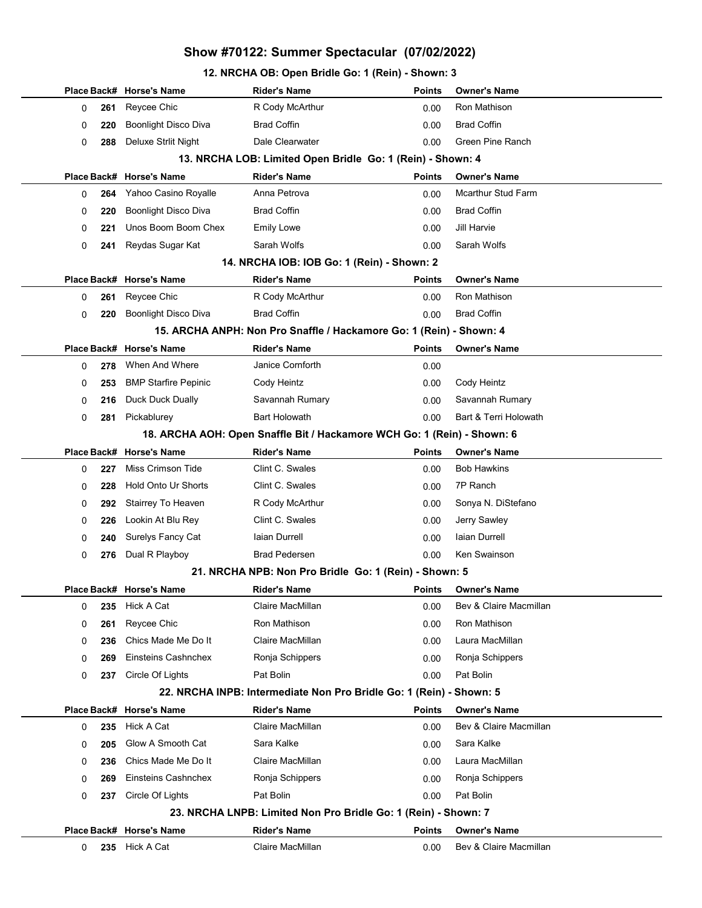# Show #70122: Summer Spectacular (07/02/2022)

## 12. NRCHA OB: Open Bridle Go: 1 (Rein) - Shown: 3

| Place | Back# | Horse's Name | Rider's Name | Points | Owner's Name |
|---|---|---|---|---|---|
| 0 | 261 | Reycee Chic | R Cody McArthur | 0.00 | Ron Mathison |
| 0 | 220 | Boonlight Disco Diva | Brad Coffin | 0.00 | Brad Coffin |
| 0 | 288 | Deluxe Strlit Night | Dale Clearwater | 0.00 | Green Pine Ranch |

## 13. NRCHA LOB: Limited Open Bridle Go: 1 (Rein) - Shown: 4

| Place | Back# | Horse's Name | Rider's Name | Points | Owner's Name |
|---|---|---|---|---|---|
| 0 | 264 | Yahoo Casino Royalle | Anna Petrova | 0.00 | Mcarthur Stud Farm |
| 0 | 220 | Boonlight Disco Diva | Brad Coffin | 0.00 | Brad Coffin |
| 0 | 221 | Unos Boom Boom Chex | Emily Lowe | 0.00 | Jill Harvie |
| 0 | 241 | Reydas Sugar Kat | Sarah Wolfs | 0.00 | Sarah Wolfs |

## 14. NRCHA IOB: IOB Go: 1 (Rein) - Shown: 2

| Place | Back# | Horse's Name | Rider's Name | Points | Owner's Name |
|---|---|---|---|---|---|
| 0 | 261 | Reycee Chic | R Cody McArthur | 0.00 | Ron Mathison |
| 0 | 220 | Boonlight Disco Diva | Brad Coffin | 0.00 | Brad Coffin |

## 15. ARCHA ANPH: Non Pro Snaffle / Hackamore Go: 1 (Rein) - Shown: 4

| Place | Back# | Horse's Name | Rider's Name | Points | Owner's Name |
|---|---|---|---|---|---|
| 0 | 278 | When And Where | Janice Cornforth | 0.00 | |
| 0 | 253 | BMP Starfire Pepinic | Cody Heintz | 0.00 | Cody Heintz |
| 0 | 216 | Duck Duck Dually | Savannah Rumary | 0.00 | Savannah Rumary |
| 0 | 281 | Pickablurey | Bart Holowath | 0.00 | Bart & Terri Holowath |

## 18. ARCHA AOH: Open Snaffle Bit / Hackamore WCH Go: 1 (Rein) - Shown: 6

| Place | Back# | Horse's Name | Rider's Name | Points | Owner's Name |
|---|---|---|---|---|---|
| 0 | 227 | Miss Crimson Tide | Clint C. Swales | 0.00 | Bob Hawkins |
| 0 | 228 | Hold Onto Ur Shorts | Clint C. Swales | 0.00 | 7P Ranch |
| 0 | 292 | Stairrey To Heaven | R Cody McArthur | 0.00 | Sonya N. DiStefano |
| 0 | 226 | Lookin At Blu Rey | Clint C. Swales | 0.00 | Jerry Sawley |
| 0 | 240 | Surelys Fancy Cat | Iaian Durrell | 0.00 | Iaian Durrell |
| 0 | 276 | Dual R Playboy | Brad Pedersen | 0.00 | Ken Swainson |

## 21. NRCHA NPB: Non Pro Bridle Go: 1 (Rein) - Shown: 5

| Place | Back# | Horse's Name | Rider's Name | Points | Owner's Name |
|---|---|---|---|---|---|
| 0 | 235 | Hick A Cat | Claire MacMillan | 0.00 | Bev & Claire Macmillan |
| 0 | 261 | Reycee Chic | Ron Mathison | 0.00 | Ron Mathison |
| 0 | 236 | Chics Made Me Do It | Claire MacMillan | 0.00 | Laura MacMillan |
| 0 | 269 | Einsteins Cashnchex | Ronja Schippers | 0.00 | Ronja Schippers |
| 0 | 237 | Circle Of Lights | Pat Bolin | 0.00 | Pat Bolin |

## 22. NRCHA INPB: Intermediate Non Pro Bridle Go: 1 (Rein) - Shown: 5

| Place | Back# | Horse's Name | Rider's Name | Points | Owner's Name |
|---|---|---|---|---|---|
| 0 | 235 | Hick A Cat | Claire MacMillan | 0.00 | Bev & Claire Macmillan |
| 0 | 205 | Glow A Smooth Cat | Sara Kalke | 0.00 | Sara Kalke |
| 0 | 236 | Chics Made Me Do It | Claire MacMillan | 0.00 | Laura MacMillan |
| 0 | 269 | Einsteins Cashnchex | Ronja Schippers | 0.00 | Ronja Schippers |
| 0 | 237 | Circle Of Lights | Pat Bolin | 0.00 | Pat Bolin |

## 23. NRCHA LNPB: Limited Non Pro Bridle Go: 1 (Rein) - Shown: 7

| Place | Back# | Horse's Name | Rider's Name | Points | Owner's Name |
|---|---|---|---|---|---|
| 0 | 235 | Hick A Cat | Claire MacMillan | 0.00 | Bev & Claire Macmillan |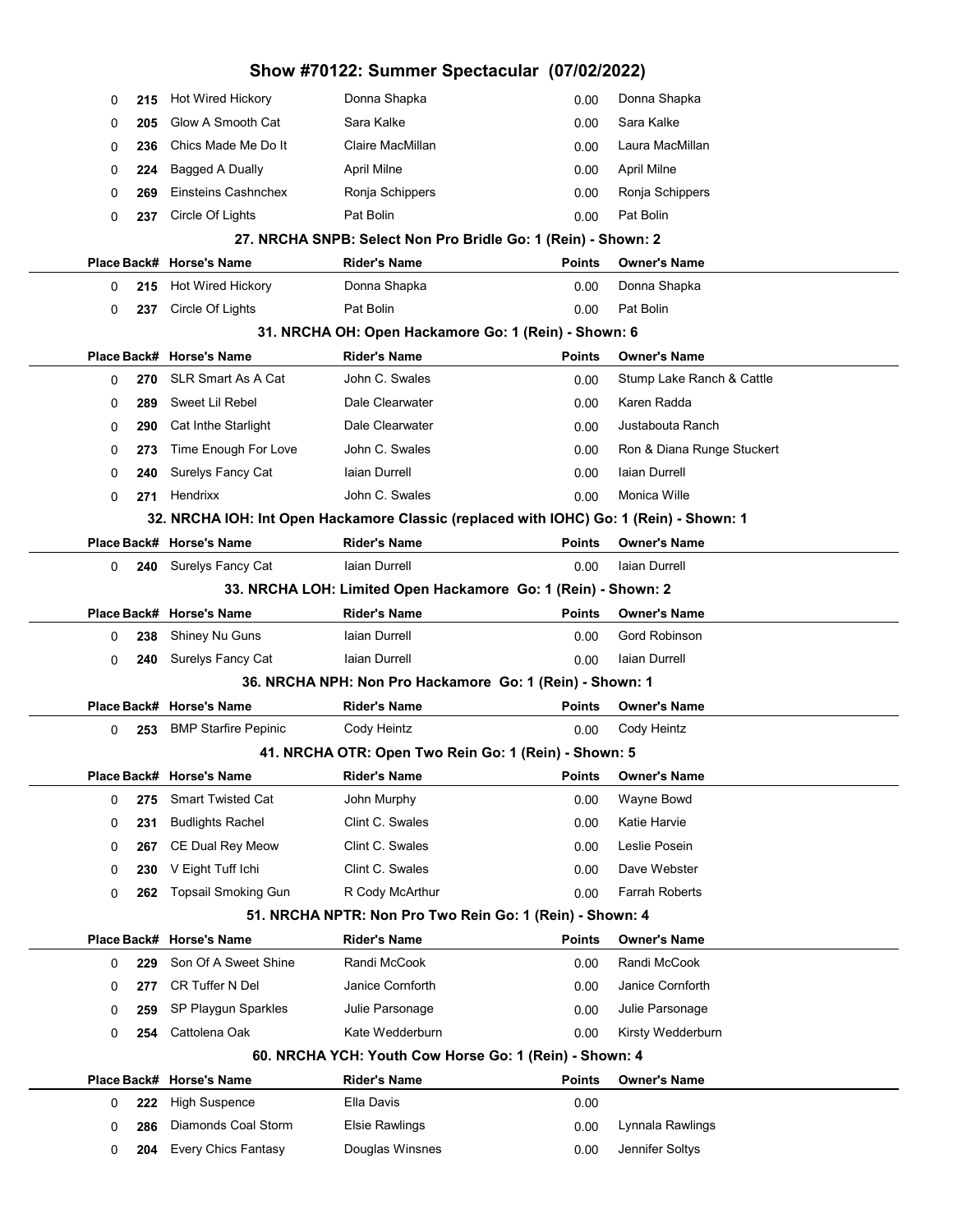# Show #70122: Summer Spectacular (07/02/2022)

| Place | Back# | Horse's Name | Rider's Name | Points | Owner's Name |
|---|---|---|---|---|---|
| 0 | 215 | Hot Wired Hickory | Donna Shapka | 0.00 | Donna Shapka |
| 0 | 205 | Glow A Smooth Cat | Sara Kalke | 0.00 | Sara Kalke |
| 0 | 236 | Chics Made Me Do It | Claire MacMillan | 0.00 | Laura MacMillan |
| 0 | 224 | Bagged A Dually | April Milne | 0.00 | April Milne |
| 0 | 269 | Einsteins Cashnchex | Ronja Schippers | 0.00 | Ronja Schippers |
| 0 | 237 | Circle Of Lights | Pat Bolin | 0.00 | Pat Bolin |

### 27. NRCHA SNPB: Select Non Pro Bridle Go: 1 (Rein) - Shown: 2

| Place | Back# | Horse's Name | Rider's Name | Points | Owner's Name |
|---|---|---|---|---|---|
| 0 | 215 | Hot Wired Hickory | Donna Shapka | 0.00 | Donna Shapka |
| 0 | 237 | Circle Of Lights | Pat Bolin | 0.00 | Pat Bolin |

### 31. NRCHA OH: Open Hackamore Go: 1 (Rein) - Shown: 6

| Place | Back# | Horse's Name | Rider's Name | Points | Owner's Name |
|---|---|---|---|---|---|
| 0 | 270 | SLR Smart As A Cat | John C. Swales | 0.00 | Stump Lake Ranch & Cattle |
| 0 | 289 | Sweet Lil Rebel | Dale Clearwater | 0.00 | Karen Radda |
| 0 | 290 | Cat Inthe Starlight | Dale Clearwater | 0.00 | Justabouta Ranch |
| 0 | 273 | Time Enough For Love | John C. Swales | 0.00 | Ron & Diana Runge Stuckert |
| 0 | 240 | Surelys Fancy Cat | Iaian Durrell | 0.00 | Iaian Durrell |
| 0 | 271 | Hendrixx | John C. Swales | 0.00 | Monica Wille |

### 32. NRCHA IOH: Int Open Hackamore Classic (replaced with IOHC) Go: 1 (Rein) - Shown: 1

| Place | Back# | Horse's Name | Rider's Name | Points | Owner's Name |
|---|---|---|---|---|---|
| 0 | 240 | Surelys Fancy Cat | Iaian Durrell | 0.00 | Iaian Durrell |

### 33. NRCHA LOH: Limited Open Hackamore Go: 1 (Rein) - Shown: 2

| Place | Back# | Horse's Name | Rider's Name | Points | Owner's Name |
|---|---|---|---|---|---|
| 0 | 238 | Shiney Nu Guns | Iaian Durrell | 0.00 | Gord Robinson |
| 0 | 240 | Surelys Fancy Cat | Iaian Durrell | 0.00 | Iaian Durrell |

### 36. NRCHA NPH: Non Pro Hackamore Go: 1 (Rein) - Shown: 1

| Place | Back# | Horse's Name | Rider's Name | Points | Owner's Name |
|---|---|---|---|---|---|
| 0 | 253 | BMP Starfire Pepinic | Cody Heintz | 0.00 | Cody Heintz |

### 41. NRCHA OTR: Open Two Rein Go: 1 (Rein) - Shown: 5

| Place | Back# | Horse's Name | Rider's Name | Points | Owner's Name |
|---|---|---|---|---|---|
| 0 | 275 | Smart Twisted Cat | John Murphy | 0.00 | Wayne Bowd |
| 0 | 231 | Budlights Rachel | Clint C. Swales | 0.00 | Katie Harvie |
| 0 | 267 | CE Dual Rey Meow | Clint C. Swales | 0.00 | Leslie Posein |
| 0 | 230 | V Eight Tuff Ichi | Clint C. Swales | 0.00 | Dave Webster |
| 0 | 262 | Topsail Smoking Gun | R Cody McArthur | 0.00 | Farrah Roberts |

### 51. NRCHA NPTR: Non Pro Two Rein Go: 1 (Rein) - Shown: 4

| Place | Back# | Horse's Name | Rider's Name | Points | Owner's Name |
|---|---|---|---|---|---|
| 0 | 229 | Son Of A Sweet Shine | Randi McCook | 0.00 | Randi McCook |
| 0 | 277 | CR Tuffer N Del | Janice Cornforth | 0.00 | Janice Cornforth |
| 0 | 259 | SP Playgun Sparkles | Julie Parsonage | 0.00 | Julie Parsonage |
| 0 | 254 | Cattolena Oak | Kate Wedderburn | 0.00 | Kirsty Wedderburn |

### 60. NRCHA YCH: Youth Cow Horse Go: 1 (Rein) - Shown: 4

| Place | Back# | Horse's Name | Rider's Name | Points | Owner's Name |
|---|---|---|---|---|---|
| 0 | 222 | High Suspence | Ella Davis | 0.00 | |
| 0 | 286 | Diamonds Coal Storm | Elsie Rawlings | 0.00 | Lynnala Rawlings |
| 0 | 204 | Every Chics Fantasy | Douglas Winsnes | 0.00 | Jennifer Soltys |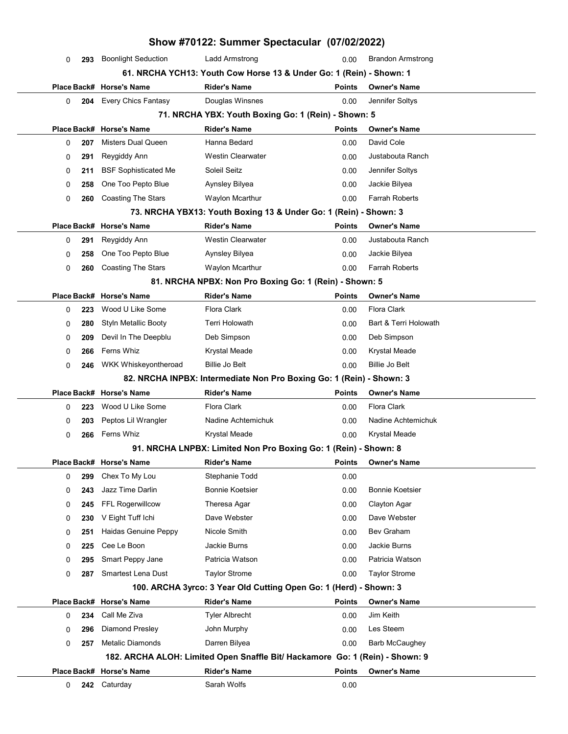# Show #70122: Summer Spectacular (07/02/2022)

| Place | Back# | Horse's Name | Rider's Name | Points | Owner's Name |
|---|---|---|---|---|---|
| 0 | 293 | Boonlight Seduction | Ladd Armstrong | 0.00 | Brandon Armstrong |

### 61. NRCHA YCH13: Youth Cow Horse 13 & Under Go: 1 (Rein) - Shown: 1

| Place | Back# | Horse's Name | Rider's Name | Points | Owner's Name |
|---|---|---|---|---|---|
| 0 | 204 | Every Chics Fantasy | Douglas Winsnes | 0.00 | Jennifer Soltys |

### 71. NRCHA YBX: Youth Boxing Go: 1 (Rein) - Shown: 5

| Place | Back# | Horse's Name | Rider's Name | Points | Owner's Name |
|---|---|---|---|---|---|
| 0 | 207 | Misters Dual Queen | Hanna Bedard | 0.00 | David Cole |
| 0 | 291 | Reygiddy Ann | Westin Clearwater | 0.00 | Justabouta Ranch |
| 0 | 211 | BSF Sophisticated Me | Soleil Seitz | 0.00 | Jennifer Soltys |
| 0 | 258 | One Too Pepto Blue | Aynsley Bilyea | 0.00 | Jackie Bilyea |
| 0 | 260 | Coasting The Stars | Waylon Mcarthur | 0.00 | Farrah Roberts |

### 73. NRCHA YBX13: Youth Boxing 13 & Under Go: 1 (Rein) - Shown: 3

| Place | Back# | Horse's Name | Rider's Name | Points | Owner's Name |
|---|---|---|---|---|---|
| 0 | 291 | Reygiddy Ann | Westin Clearwater | 0.00 | Justabouta Ranch |
| 0 | 258 | One Too Pepto Blue | Aynsley Bilyea | 0.00 | Jackie Bilyea |
| 0 | 260 | Coasting The Stars | Waylon Mcarthur | 0.00 | Farrah Roberts |

### 81. NRCHA NPBX: Non Pro Boxing Go: 1 (Rein) - Shown: 5

| Place | Back# | Horse's Name | Rider's Name | Points | Owner's Name |
|---|---|---|---|---|---|
| 0 | 223 | Wood U Like Some | Flora Clark | 0.00 | Flora Clark |
| 0 | 280 | Styln Metallic Booty | Terri Holowath | 0.00 | Bart & Terri Holowath |
| 0 | 209 | Devil In The Deepblu | Deb Simpson | 0.00 | Deb Simpson |
| 0 | 266 | Ferns Whiz | Krystal Meade | 0.00 | Krystal Meade |
| 0 | 246 | WKK Whiskeyontheroad | Billie Jo Belt | 0.00 | Billie Jo Belt |

### 82. NRCHA INPBX: Intermediate Non Pro Boxing Go: 1 (Rein) - Shown: 3

| Place | Back# | Horse's Name | Rider's Name | Points | Owner's Name |
|---|---|---|---|---|---|
| 0 | 223 | Wood U Like Some | Flora Clark | 0.00 | Flora Clark |
| 0 | 203 | Peptos Lil Wrangler | Nadine Achtemichuk | 0.00 | Nadine Achtemichuk |
| 0 | 266 | Ferns Whiz | Krystal Meade | 0.00 | Krystal Meade |

### 91. NRCHA LNPBX: Limited Non Pro Boxing Go: 1 (Rein) - Shown: 8

| Place | Back# | Horse's Name | Rider's Name | Points | Owner's Name |
|---|---|---|---|---|---|
| 0 | 299 | Chex To My Lou | Stephanie Todd | 0.00 | |
| 0 | 243 | Jazz Time Darlin | Bonnie Koetsier | 0.00 | Bonnie Koetsier |
| 0 | 245 | FFL Rogerwillcow | Theresa Agar | 0.00 | Clayton Agar |
| 0 | 230 | V Eight Tuff Ichi | Dave Webster | 0.00 | Dave Webster |
| 0 | 251 | Haidas Genuine Peppy | Nicole Smith | 0.00 | Bev Graham |
| 0 | 225 | Cee Le Boon | Jackie Burns | 0.00 | Jackie Burns |
| 0 | 295 | Smart Peppy Jane | Patricia Watson | 0.00 | Patricia Watson |
| 0 | 287 | Smartest Lena Dust | Taylor Strome | 0.00 | Taylor Strome |

### 100. ARCHA 3yrco: 3 Year Old Cutting Open Go: 1 (Herd) - Shown: 3

| Place | Back# | Horse's Name | Rider's Name | Points | Owner's Name |
|---|---|---|---|---|---|
| 0 | 234 | Call Me Ziva | Tyler Albrecht | 0.00 | Jim Keith |
| 0 | 296 | Diamond Presley | John Murphy | 0.00 | Les Steem |
| 0 | 257 | Metalic Diamonds | Darren Bilyea | 0.00 | Barb McCaughey |

### 182. ARCHA ALOH: Limited Open Snaffle Bit/ Hackamore Go: 1 (Rein) - Shown: 9

| Place | Back# | Horse's Name | Rider's Name | Points | Owner's Name |
|---|---|---|---|---|---|
| 0 | 242 | Caturday | Sarah Wolfs | 0.00 | |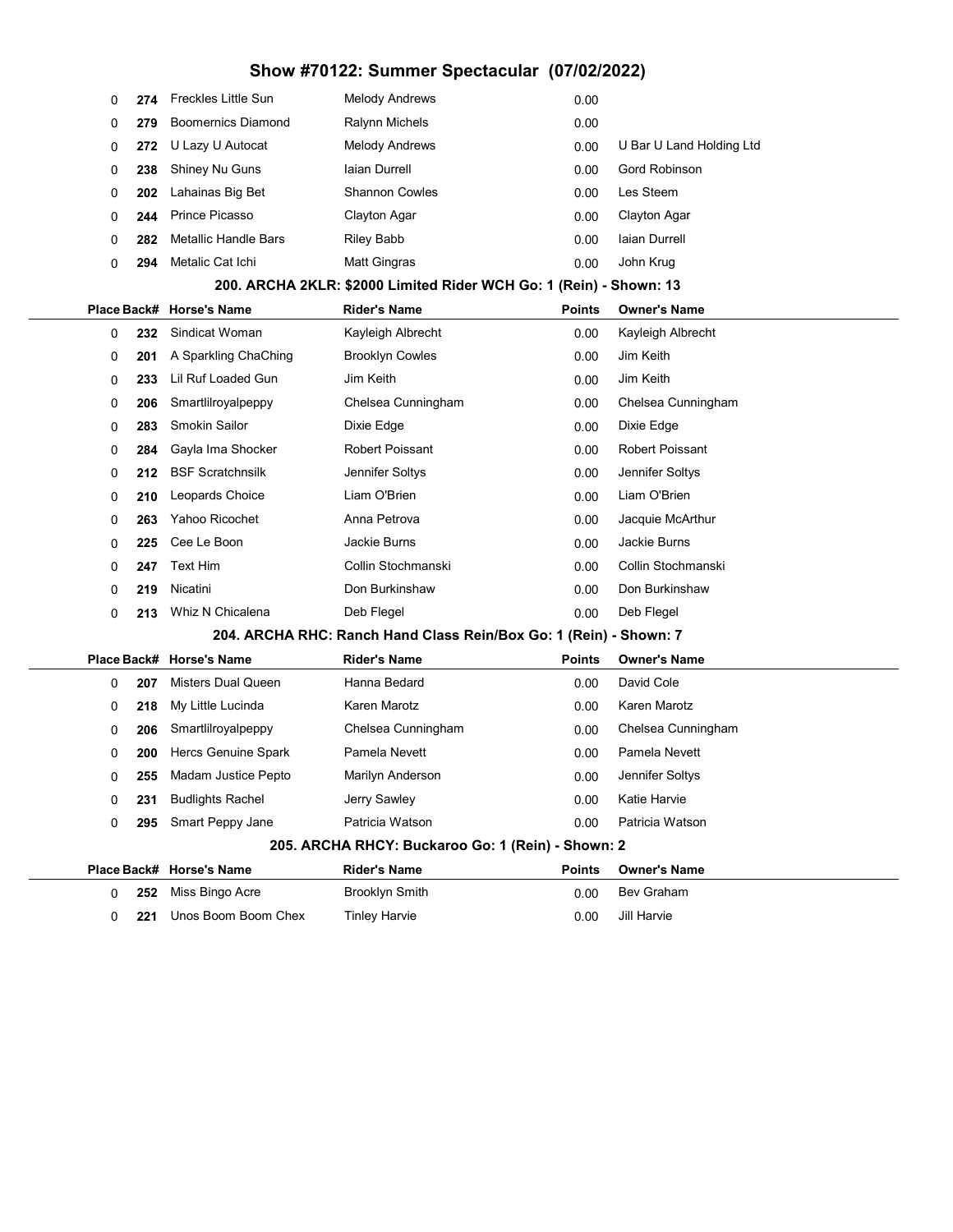# Show #70122: Summer Spectacular (07/02/2022)

| | | | | | |
|---|---|---|---|---|---|
| 0 | 274 | Freckles Little Sun | Melody Andrews | 0.00 | |
| 0 | 279 | Boomernics Diamond | Ralynn Michels | 0.00 | |
| 0 | 272 | U Lazy U Autocat | Melody Andrews | 0.00 | U Bar U Land Holding Ltd |
| 0 | 238 | Shiney Nu Guns | Iaian Durrell | 0.00 | Gord Robinson |
| 0 | 202 | Lahainas Big Bet | Shannon Cowles | 0.00 | Les Steem |
| 0 | 244 | Prince Picasso | Clayton Agar | 0.00 | Clayton Agar |
| 0 | 282 | Metallic Handle Bars | Riley Babb | 0.00 | Iaian Durrell |
| 0 | 294 | Metalic Cat Ichi | Matt Gingras | 0.00 | John Krug |

### 200. ARCHA 2KLR: $2000 Limited Rider WCH Go: 1 (Rein) - Shown: 13

| Place | Back# | Horse's Name | Rider's Name | Points | Owner's Name |
|---|---|---|---|---|---|
| 0 | 232 | Sindicat Woman | Kayleigh Albrecht | 0.00 | Kayleigh Albrecht |
| 0 | 201 | A Sparkling ChaChing | Brooklyn Cowles | 0.00 | Jim Keith |
| 0 | 233 | Lil Ruf Loaded Gun | Jim Keith | 0.00 | Jim Keith |
| 0 | 206 | Smartlilroyalpeppy | Chelsea Cunningham | 0.00 | Chelsea Cunningham |
| 0 | 283 | Smokin Sailor | Dixie Edge | 0.00 | Dixie Edge |
| 0 | 284 | Gayla Ima Shocker | Robert Poissant | 0.00 | Robert Poissant |
| 0 | 212 | BSF Scratchnsilk | Jennifer Soltys | 0.00 | Jennifer Soltys |
| 0 | 210 | Leopards Choice | Liam O'Brien | 0.00 | Liam O'Brien |
| 0 | 263 | Yahoo Ricochet | Anna Petrova | 0.00 | Jacquie McArthur |
| 0 | 225 | Cee Le Boon | Jackie Burns | 0.00 | Jackie Burns |
| 0 | 247 | Text Him | Collin Stochmanski | 0.00 | Collin Stochmanski |
| 0 | 219 | Nicatini | Don Burkinshaw | 0.00 | Don Burkinshaw |
| 0 | 213 | Whiz N Chicalena | Deb Flegel | 0.00 | Deb Flegel |

### 204. ARCHA RHC: Ranch Hand Class Rein/Box Go: 1 (Rein) - Shown: 7

| Place | Back# | Horse's Name | Rider's Name | Points | Owner's Name |
|---|---|---|---|---|---|
| 0 | 207 | Misters Dual Queen | Hanna Bedard | 0.00 | David Cole |
| 0 | 218 | My Little Lucinda | Karen Marotz | 0.00 | Karen Marotz |
| 0 | 206 | Smartlilroyalpeppy | Chelsea Cunningham | 0.00 | Chelsea Cunningham |
| 0 | 200 | Hercs Genuine Spark | Pamela Nevett | 0.00 | Pamela Nevett |
| 0 | 255 | Madam Justice Pepto | Marilyn Anderson | 0.00 | Jennifer Soltys |
| 0 | 231 | Budlights Rachel | Jerry Sawley | 0.00 | Katie Harvie |
| 0 | 295 | Smart Peppy Jane | Patricia Watson | 0.00 | Patricia Watson |

### 205. ARCHA RHCY: Buckaroo Go: 1 (Rein) - Shown: 2

| Place | Back# | Horse's Name | Rider's Name | Points | Owner's Name |
|---|---|---|---|---|---|
| 0 | 252 | Miss Bingo Acre | Brooklyn Smith | 0.00 | Bev Graham |
| 0 | 221 | Unos Boom Boom Chex | Tinley Harvie | 0.00 | Jill Harvie |